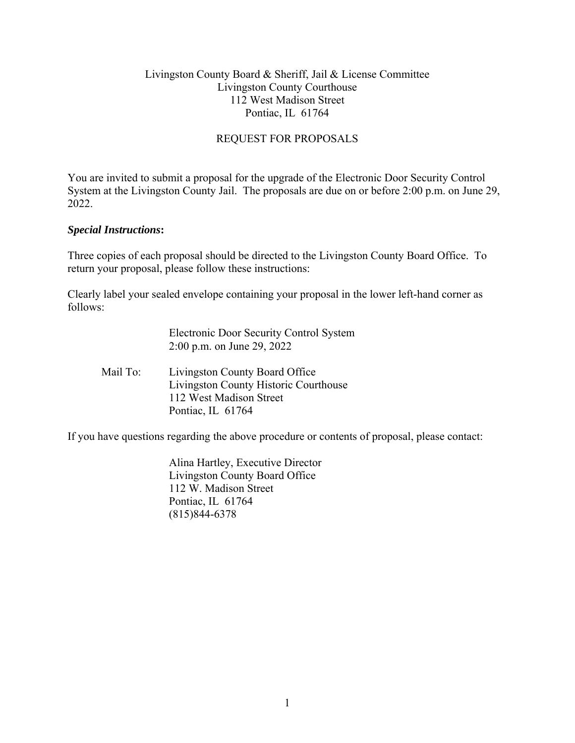Livingston County Board & Sheriff, Jail & License Committee
Livingston County Courthouse
112 West Madison Street
Pontiac, IL 61764

# REQUEST FOR PROPOSALS

You are invited to submit a proposal for the upgrade of the Electronic Door Security Control System at the Livingston County Jail. The proposals are due on or before 2:00 p.m. on June 29, 2022.

***Special Instructions*:**

Three copies of each proposal should be directed to the Livingston County Board Office. To return your proposal, please follow these instructions:

Clearly label your sealed envelope containing your proposal in the lower left-hand corner as follows:

Electronic Door Security Control System
2:00 p.m. on June 29, 2022

Mail To: Livingston County Board Office
Livingston County Historic Courthouse
112 West Madison Street
Pontiac, IL 61764

If you have questions regarding the above procedure or contents of proposal, please contact:

Alina Hartley, Executive Director
Livingston County Board Office
112 W. Madison Street
Pontiac, IL 61764
(815)844-6378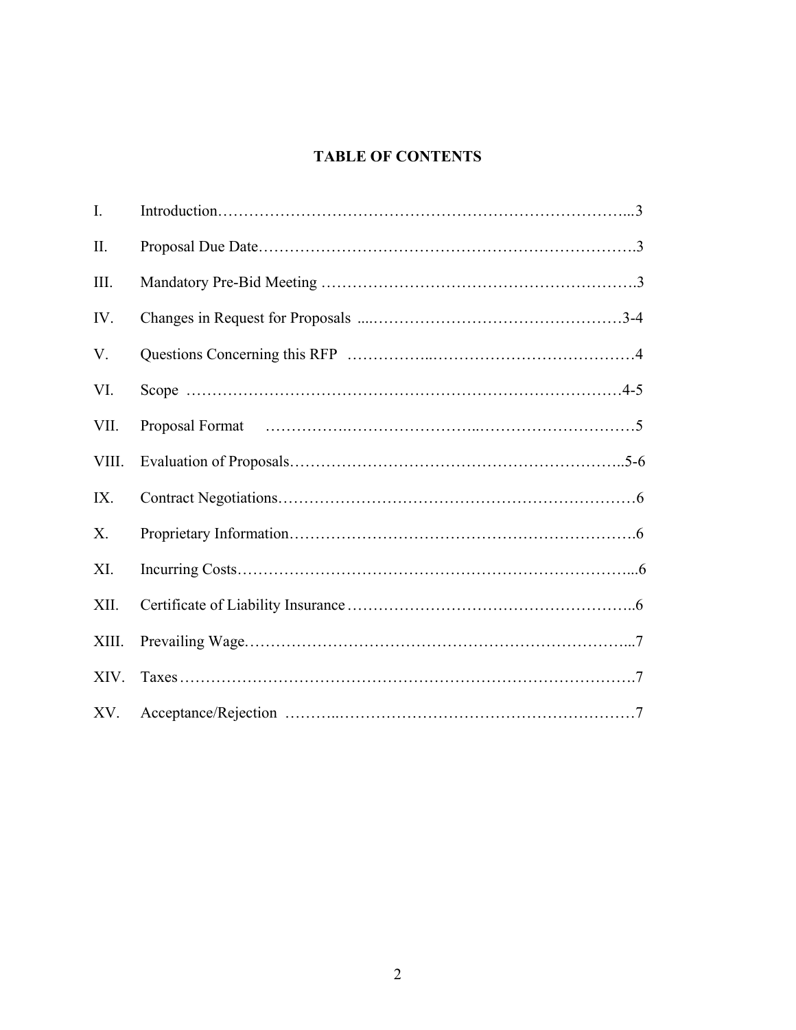# TABLE OF CONTENTS

| | | |
|---|---|---|
| I. | Introduction | 3 |
| II. | Proposal Due Date | 3 |
| III. | Mandatory Pre-Bid Meeting | 3 |
| IV. | Changes in Request for Proposals | 3-4 |
| V. | Questions Concerning this RFP | 4 |
| VI. | Scope | 4-5 |
| VII. | Proposal Format | 5 |
| VIII. | Evaluation of Proposals | 5-6 |
| IX. | Contract Negotiations | 6 |
| X. | Proprietary Information | 6 |
| XI. | Incurring Costs | 6 |
| XII. | Certificate of Liability Insurance | 6 |
| XIII. | Prevailing Wage | 7 |
| XIV. | Taxes | 7 |
| XV. | Acceptance/Rejection | 7 |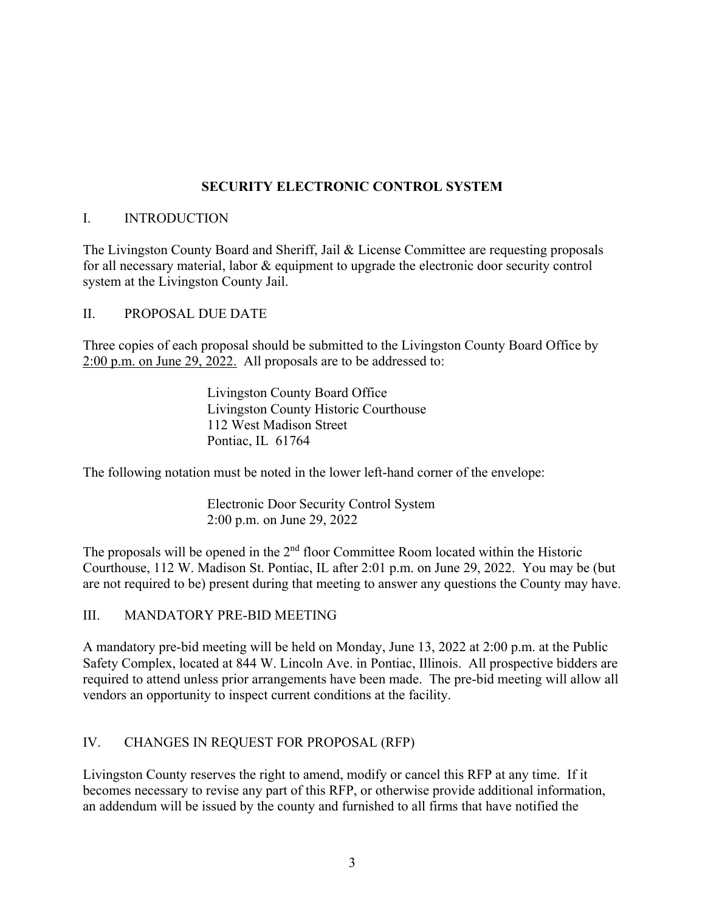# SECURITY ELECTRONIC CONTROL SYSTEM

## I. INTRODUCTION

The Livingston County Board and Sheriff, Jail & License Committee are requesting proposals for all necessary material, labor & equipment to upgrade the electronic door security control system at the Livingston County Jail.

## II. PROPOSAL DUE DATE

Three copies of each proposal should be submitted to the Livingston County Board Office by 2:00 p.m. on June 29, 2022. All proposals are to be addressed to:

> Livingston County Board Office
> Livingston County Historic Courthouse
> 112 West Madison Street
> Pontiac, IL 61764

The following notation must be noted in the lower left-hand corner of the envelope:

> Electronic Door Security Control System
> 2:00 p.m. on June 29, 2022

The proposals will be opened in the 2nd floor Committee Room located within the Historic Courthouse, 112 W. Madison St. Pontiac, IL after 2:01 p.m. on June 29, 2022. You may be (but are not required to be) present during that meeting to answer any questions the County may have.

## III. MANDATORY PRE-BID MEETING

A mandatory pre-bid meeting will be held on Monday, June 13, 2022 at 2:00 p.m. at the Public Safety Complex, located at 844 W. Lincoln Ave. in Pontiac, Illinois. All prospective bidders are required to attend unless prior arrangements have been made. The pre-bid meeting will allow all vendors an opportunity to inspect current conditions at the facility.

## IV. CHANGES IN REQUEST FOR PROPOSAL (RFP)

Livingston County reserves the right to amend, modify or cancel this RFP at any time. If it becomes necessary to revise any part of this RFP, or otherwise provide additional information, an addendum will be issued by the county and furnished to all firms that have notified the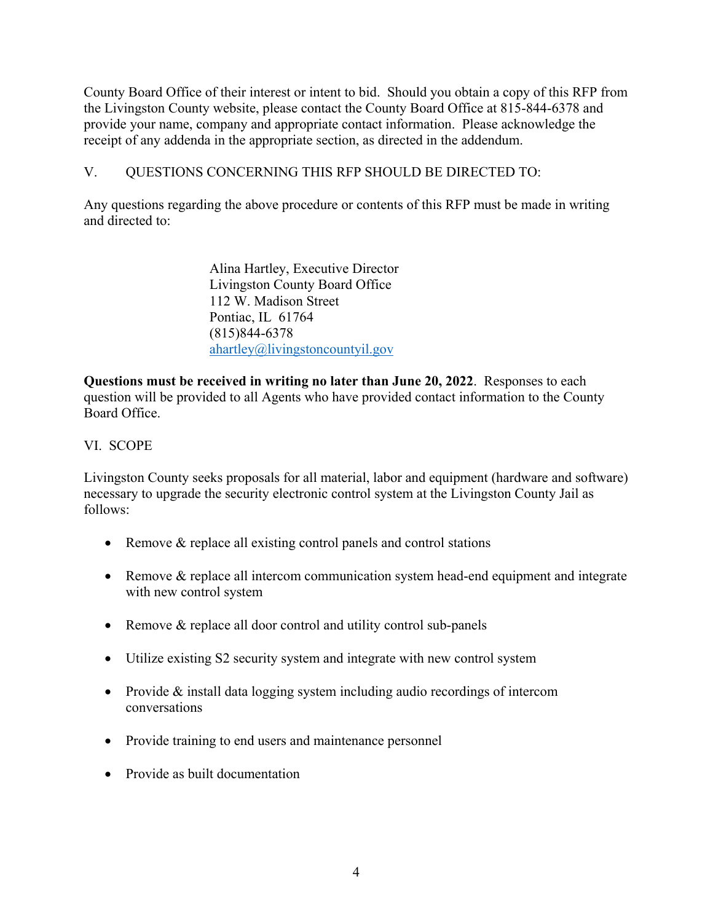County Board Office of their interest or intent to bid. Should you obtain a copy of this RFP from the Livingston County website, please contact the County Board Office at 815-844-6378 and provide your name, company and appropriate contact information. Please acknowledge the receipt of any addenda in the appropriate section, as directed in the addendum.

## V. QUESTIONS CONCERNING THIS RFP SHOULD BE DIRECTED TO:

Any questions regarding the above procedure or contents of this RFP must be made in writing and directed to:

Alina Hartley, Executive Director
Livingston County Board Office
112 W. Madison Street
Pontiac, IL 61764
(815)844-6378
ahartley@livingstoncountyil.gov

**Questions must be received in writing no later than June 20, 2022**. Responses to each question will be provided to all Agents who have provided contact information to the County Board Office.

## VI. SCOPE

Livingston County seeks proposals for all material, labor and equipment (hardware and software) necessary to upgrade the security electronic control system at the Livingston County Jail as follows:

- Remove & replace all existing control panels and control stations
- Remove & replace all intercom communication system head-end equipment and integrate with new control system
- Remove & replace all door control and utility control sub-panels
- Utilize existing S2 security system and integrate with new control system
- Provide & install data logging system including audio recordings of intercom conversations
- Provide training to end users and maintenance personnel
- Provide as built documentation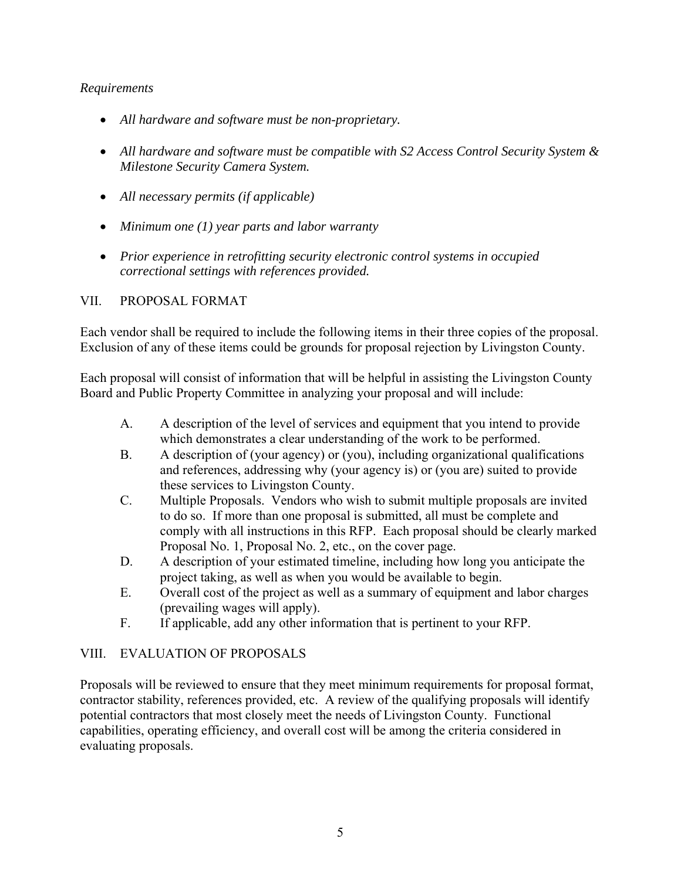*Requirements*

- *All hardware and software must be non-proprietary.*
- *All hardware and software must be compatible with S2 Access Control Security System & Milestone Security Camera System.*
- *All necessary permits (if applicable)*
- *Minimum one (1) year parts and labor warranty*
- *Prior experience in retrofitting security electronic control systems in occupied correctional settings with references provided.*

## VII. PROPOSAL FORMAT

Each vendor shall be required to include the following items in their three copies of the proposal. Exclusion of any of these items could be grounds for proposal rejection by Livingston County.

Each proposal will consist of information that will be helpful in assisting the Livingston County Board and Public Property Committee in analyzing your proposal and will include:

A. A description of the level of services and equipment that you intend to provide which demonstrates a clear understanding of the work to be performed.

B. A description of (your agency) or (you), including organizational qualifications and references, addressing why (your agency is) or (you are) suited to provide these services to Livingston County.

C. Multiple Proposals. Vendors who wish to submit multiple proposals are invited to do so. If more than one proposal is submitted, all must be complete and comply with all instructions in this RFP. Each proposal should be clearly marked Proposal No. 1, Proposal No. 2, etc., on the cover page.

D. A description of your estimated timeline, including how long you anticipate the project taking, as well as when you would be available to begin.

E. Overall cost of the project as well as a summary of equipment and labor charges (prevailing wages will apply).

F. If applicable, add any other information that is pertinent to your RFP.

## VIII. EVALUATION OF PROPOSALS

Proposals will be reviewed to ensure that they meet minimum requirements for proposal format, contractor stability, references provided, etc. A review of the qualifying proposals will identify potential contractors that most closely meet the needs of Livingston County. Functional capabilities, operating efficiency, and overall cost will be among the criteria considered in evaluating proposals.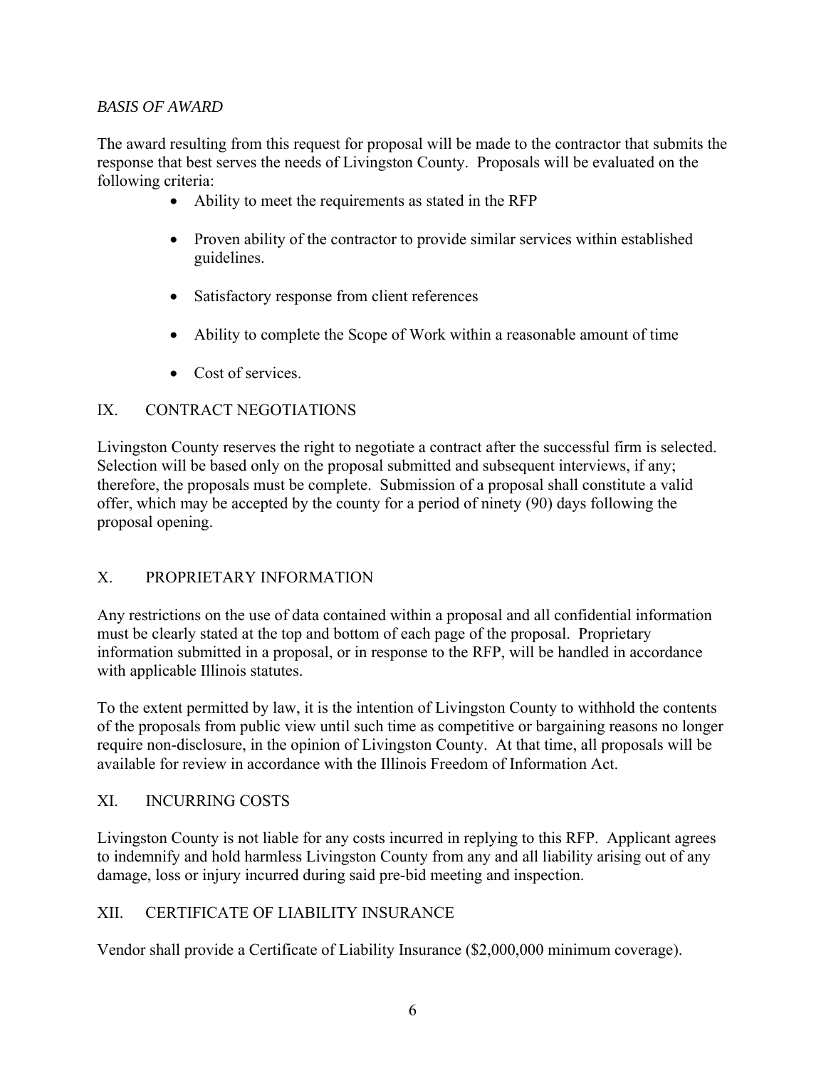*BASIS OF AWARD*

The award resulting from this request for proposal will be made to the contractor that submits the response that best serves the needs of Livingston County. Proposals will be evaluated on the following criteria:

- Ability to meet the requirements as stated in the RFP
- Proven ability of the contractor to provide similar services within established guidelines.
- Satisfactory response from client references
- Ability to complete the Scope of Work within a reasonable amount of time
- Cost of services.

## IX. CONTRACT NEGOTIATIONS

Livingston County reserves the right to negotiate a contract after the successful firm is selected. Selection will be based only on the proposal submitted and subsequent interviews, if any; therefore, the proposals must be complete. Submission of a proposal shall constitute a valid offer, which may be accepted by the county for a period of ninety (90) days following the proposal opening.

## X. PROPRIETARY INFORMATION

Any restrictions on the use of data contained within a proposal and all confidential information must be clearly stated at the top and bottom of each page of the proposal. Proprietary information submitted in a proposal, or in response to the RFP, will be handled in accordance with applicable Illinois statutes.

To the extent permitted by law, it is the intention of Livingston County to withhold the contents of the proposals from public view until such time as competitive or bargaining reasons no longer require non-disclosure, in the opinion of Livingston County. At that time, all proposals will be available for review in accordance with the Illinois Freedom of Information Act.

## XI. INCURRING COSTS

Livingston County is not liable for any costs incurred in replying to this RFP. Applicant agrees to indemnify and hold harmless Livingston County from any and all liability arising out of any damage, loss or injury incurred during said pre-bid meeting and inspection.

## XII. CERTIFICATE OF LIABILITY INSURANCE

Vendor shall provide a Certificate of Liability Insurance ($2,000,000 minimum coverage).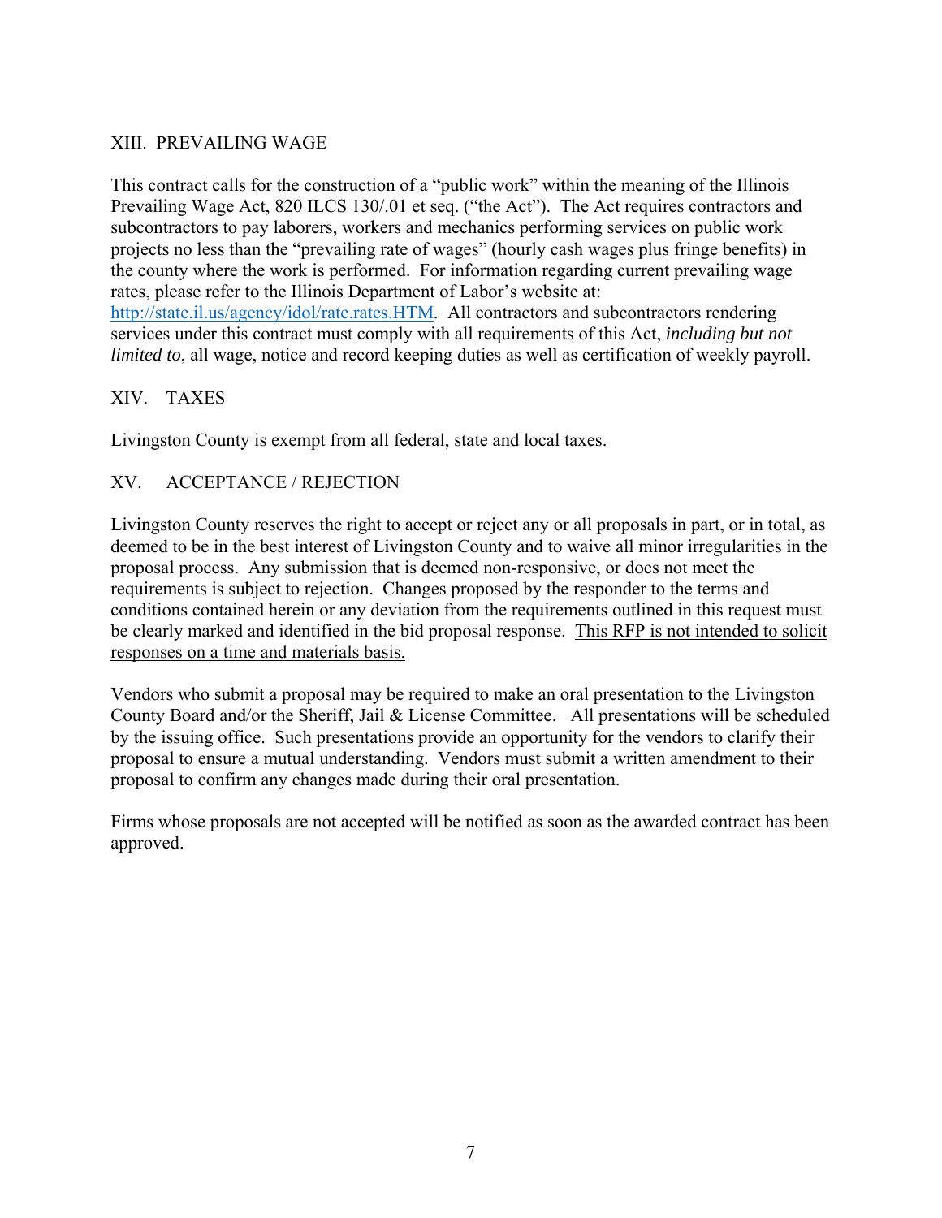## XIII. PREVAILING WAGE

This contract calls for the construction of a "public work" within the meaning of the Illinois Prevailing Wage Act, 820 ILCS 130/.01 et seq. ("the Act"). The Act requires contractors and subcontractors to pay laborers, workers and mechanics performing services on public work projects no less than the "prevailing rate of wages" (hourly cash wages plus fringe benefits) in the county where the work is performed. For information regarding current prevailing wage rates, please refer to the Illinois Department of Labor's website at: [http://state.il.us/agency/idol/rate.rates.HTM](http://state.il.us/agency/idol/rate.rates.HTM). All contractors and subcontractors rendering services under this contract must comply with all requirements of this Act, *including but not limited to*, all wage, notice and record keeping duties as well as certification of weekly payroll.

## XIV. TAXES

Livingston County is exempt from all federal, state and local taxes.

## XV. ACCEPTANCE / REJECTION

Livingston County reserves the right to accept or reject any or all proposals in part, or in total, as deemed to be in the best interest of Livingston County and to waive all minor irregularities in the proposal process. Any submission that is deemed non-responsive, or does not meet the requirements is subject to rejection. Changes proposed by the responder to the terms and conditions contained herein or any deviation from the requirements outlined in this request must be clearly marked and identified in the bid proposal response. <u>This RFP is not intended to solicit responses on a time and materials basis.</u>

Vendors who submit a proposal may be required to make an oral presentation to the Livingston County Board and/or the Sheriff, Jail & License Committee. All presentations will be scheduled by the issuing office. Such presentations provide an opportunity for the vendors to clarify their proposal to ensure a mutual understanding. Vendors must submit a written amendment to their proposal to confirm any changes made during their oral presentation.

Firms whose proposals are not accepted will be notified as soon as the awarded contract has been approved.